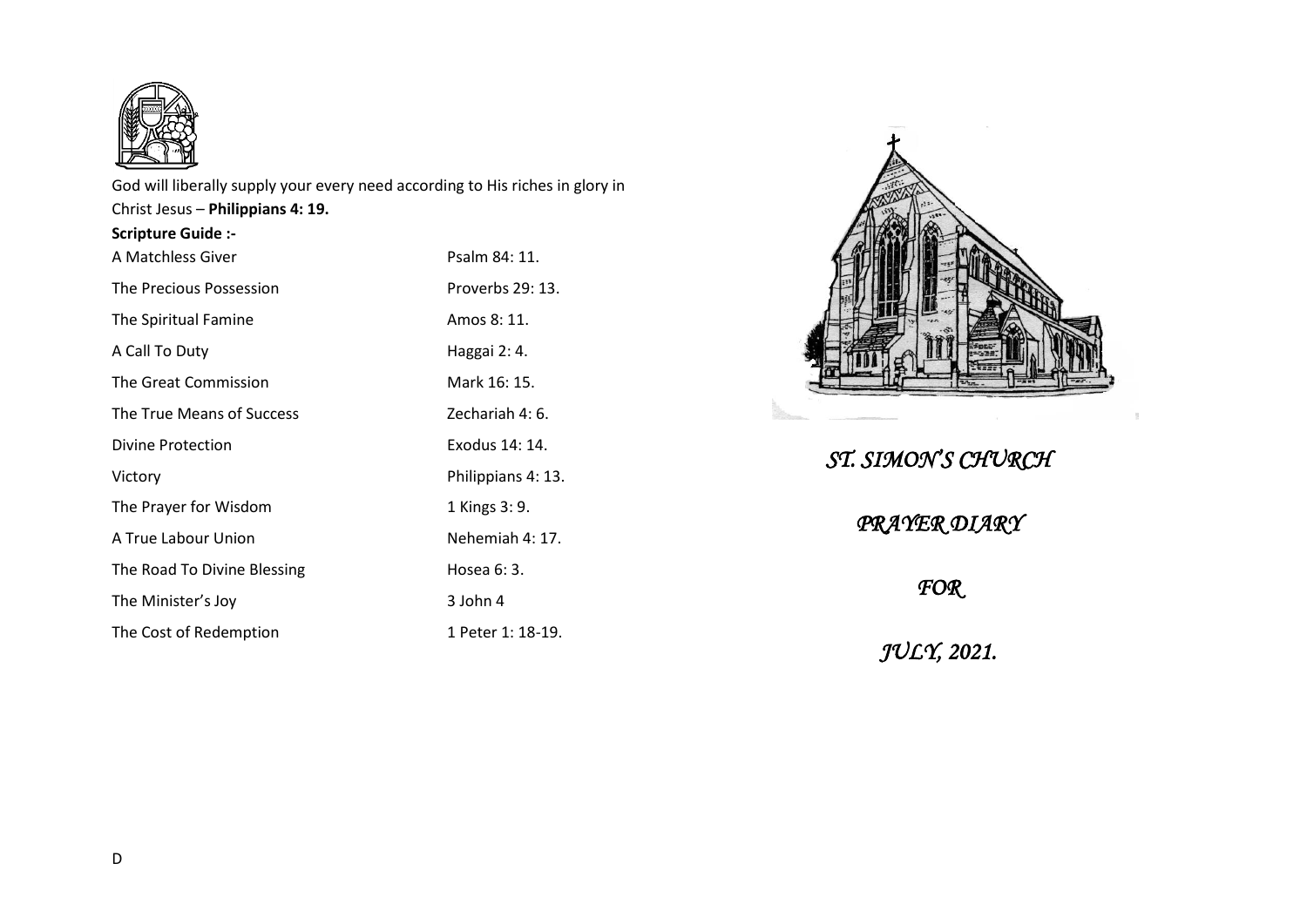God will liberally supply your every need according to His riches in glory in Christ Jesus – **Philippians 4: 19.**

**Scripture Guide :-**

| | |
|---|---|
| A Matchless Giver | Psalm 84: 11. |
| The Precious Possession | Proverbs 29: 13. |
| The Spiritual Famine | Amos 8: 11. |
| A Call To Duty | Haggai 2: 4. |
| The Great Commission | Mark 16: 15. |
| The True Means of Success | Zechariah 4: 6. |
| Divine Protection | Exodus 14: 14. |
| Victory | Philippians 4: 13. |
| The Prayer for Wisdom | 1 Kings 3: 9. |
| A True Labour Union | Nehemiah 4: 17. |
| The Road To Divine Blessing | Hosea 6: 3. |
| The Minister's Joy | 3 John 4 |
| The Cost of Redemption | 1 Peter 1: 18-19. |

D

# *ST. SIMON'S CHURCH*

## *PRAYER DIARY*

## *FOR*

## *JULY, 2021.*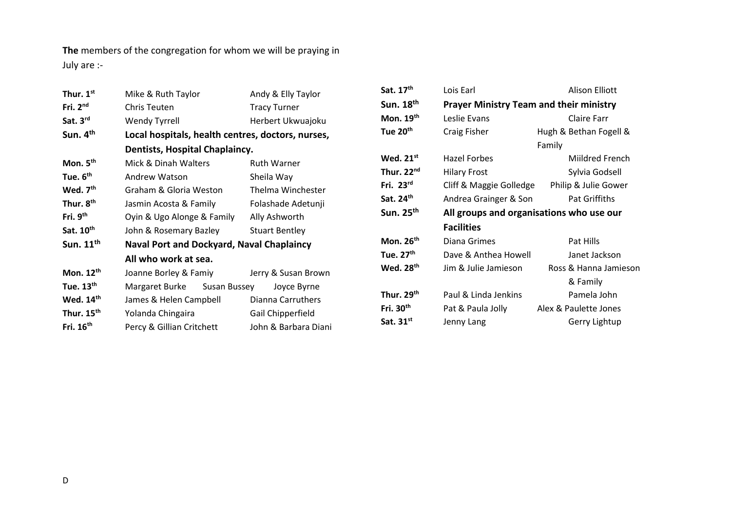**The** members of the congregation for whom we will be praying in July are :-

| | | |
|---|---|---|
| Thur. 1st | Mike & Ruth Taylor | Andy & Elly Taylor |
| Fri. 2nd | Chris Teuten | Tracy Turner |
| Sat. 3rd | Wendy Tyrrell | Herbert Ukwuajoku |
| **Sun. 4th** | **Local hospitals, health centres, doctors, nurses, Dentists, Hospital Chaplaincy.** | |
| Mon. 5th | Mick & Dinah Walters | Ruth Warner |
| Tue. 6th | Andrew Watson | Sheila Way |
| Wed. 7th | Graham & Gloria Weston | Thelma Winchester |
| Thur. 8th | Jasmin Acosta & Family | Folashade Adetunji |
| Fri. 9th | Oyin & Ugo Alonge & Family | Ally Ashworth |
| Sat. 10th | John & Rosemary Bazley | Stuart Bentley |
| **Sun. 11th** | **Naval Port and Dockyard, Naval Chaplaincy All who work at sea.** | |
| Mon. 12th | Joanne Borley & Famiy | Jerry & Susan Brown |
| Tue. 13th | Margaret Burke Susan Bussey | Joyce Byrne |
| Wed. 14th | James & Helen Campbell | Dianna Carruthers |
| Thur. 15th | Yolanda Chingaira | Gail Chipperfield |
| Fri. 16th | Percy & Gillian Critchett | John & Barbara Diani |
| Sat. 17th | Lois Earl | Alison Elliott |
| **Sun. 18th** | **Prayer Ministry Team and their ministry** | |
| Mon. 19th | Leslie Evans | Claire Farr |
| Tue 20th | Craig Fisher | Hugh & Bethan Fogell & Family |
| Wed. 21st | Hazel Forbes | Miildred French |
| Thur. 22nd | Hilary Frost | Sylvia Godsell |
| Fri. 23rd | Cliff & Maggie Golledge | Philip & Julie Gower |
| Sat. 24th | Andrea Grainger & Son | Pat Griffiths |
| **Sun. 25th** | **All groups and organisations who use our Facilities** | |
| Mon. 26th | Diana Grimes | Pat Hills |
| Tue. 27th | Dave & Anthea Howell | Janet Jackson |
| Wed. 28th | Jim & Julie Jamieson | Ross & Hanna Jamieson & Family |
| Thur. 29th | Paul & Linda Jenkins | Pamela John |
| Fri. 30th | Pat & Paula Jolly | Alex & Paulette Jones |
| Sat. 31st | Jenny Lang | Gerry Lightup |

D